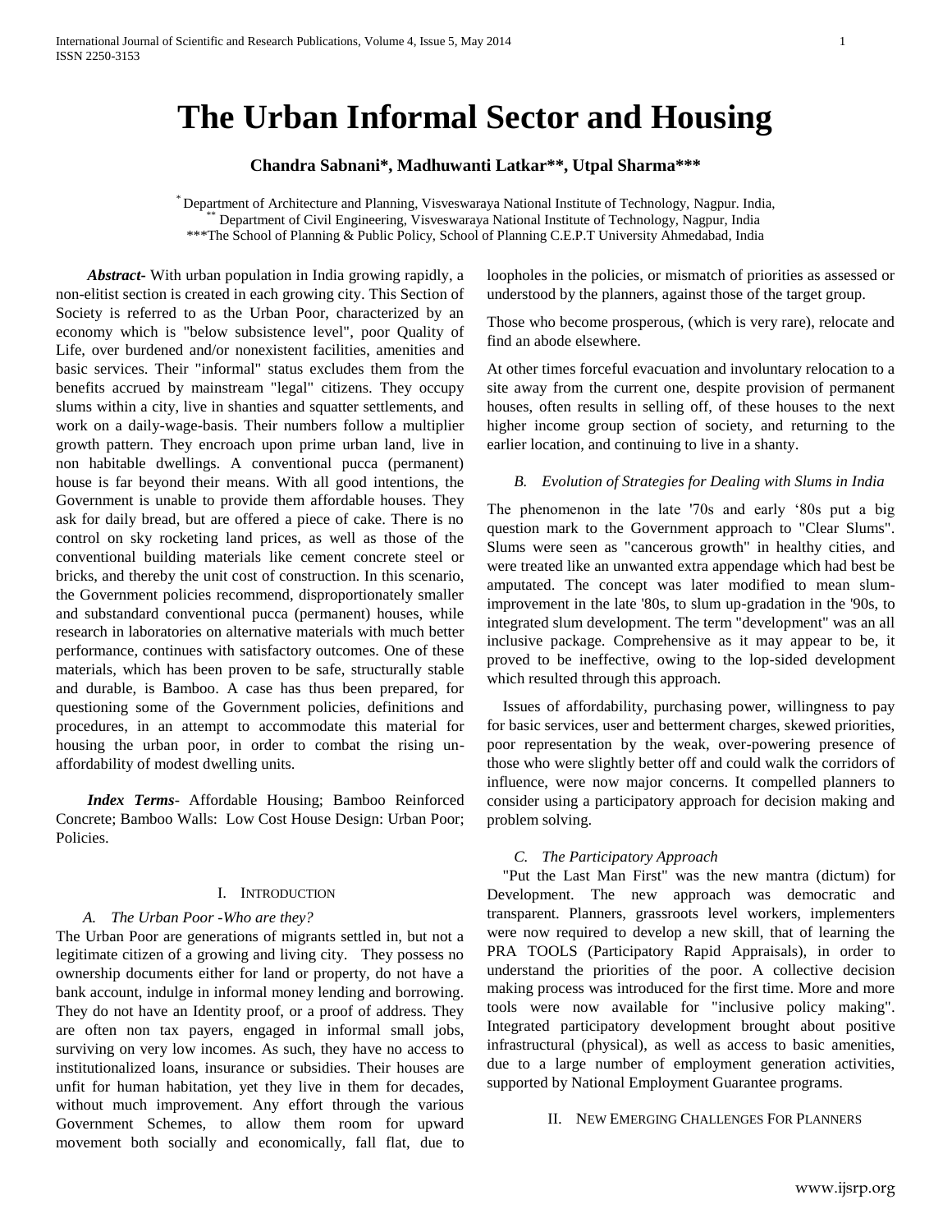# The Urban Informal Sector and Housing

**Chandra Sabnani*, Madhuwanti Latkar**, Utpal Sharma*****

[*] Department of Architecture and Planning, Visvesvaraya National Institute of Technology, Nagpur. India,
[**] Department of Civil Engineering, Visvesvaraya National Institute of Technology, Nagpur, India
***The School of Planning & Public Policy, School of Planning C.E.P.T University Ahmedabad, India

***Abstract-*** With urban population in India growing rapidly, a non-elitist section is created in each growing city. This Section of Society is referred to as the Urban Poor, characterized by an economy which is "below subsistence level", poor Quality of Life, over burdened and/or nonexistent facilities, amenities and basic services. Their "informal" status excludes them from the benefits accrued by mainstream "legal" citizens. They occupy slums within a city, live in shanties and squatter settlements, and work on a daily-wage-basis. Their numbers follow a multiplier growth pattern. They encroach upon prime urban land, live in non habitable dwellings. A conventional pucca (permanent) house is far beyond their means. With all good intentions, the Government is unable to provide them affordable houses. They ask for daily bread, but are offered a piece of cake. There is no control on sky rocketing land prices, as well as those of the conventional building materials like cement concrete steel or bricks, and thereby the unit cost of construction. In this scenario, the Government policies recommend, disproportionately smaller and substandard conventional pucca (permanent) houses, while research in laboratories on alternative materials with much better performance, continues with satisfactory outcomes. One of these materials, which has been proven to be safe, structurally stable and durable, is Bamboo. A case has thus been prepared, for questioning some of the Government policies, definitions and procedures, in an attempt to accommodate this material for housing the urban poor, in order to combat the rising un-affordability of modest dwelling units.

***Index Terms*-** Affordable Housing; Bamboo Reinforced Concrete; Bamboo Walls: Low Cost House Design: Urban Poor; Policies.

## I. Introduction

### *A. The Urban Poor -Who are they?*

The Urban Poor are generations of migrants settled in, but not a legitimate citizen of a growing and living city. They possess no ownership documents either for land or property, do not have a bank account, indulge in informal money lending and borrowing. They do not have an Identity proof, or a proof of address. They are often non tax payers, engaged in informal small jobs, surviving on very low incomes. As such, they have no access to institutionalized loans, insurance or subsidies. Their houses are unfit for human habitation, yet they live in them for decades, without much improvement. Any effort through the various Government Schemes, to allow them room for upward movement both socially and economically, fall flat, due to loopholes in the policies, or mismatch of priorities as assessed or understood by the planners, against those of the target group.

Those who become prosperous, (which is very rare), relocate and find an abode elsewhere.

At other times forceful evacuation and involuntary relocation to a site away from the current one, despite provision of permanent houses, often results in selling off, of these houses to the next higher income group section of society, and returning to the earlier location, and continuing to live in a shanty.

### *B. Evolution of Strategies for Dealing with Slums in India*

The phenomenon in the late '70s and early '80s put a big question mark to the Government approach to "Clear Slums". Slums were seen as "cancerous growth" in healthy cities, and were treated like an unwanted extra appendage which had best be amputated. The concept was later modified to mean slum-improvement in the late '80s, to slum up-gradation in the '90s, to integrated slum development. The term "development" was an all inclusive package. Comprehensive as it may appear to be, it proved to be ineffective, owing to the lop-sided development which resulted through this approach.

Issues of affordability, purchasing power, willingness to pay for basic services, user and betterment charges, skewed priorities, poor representation by the weak, over-powering presence of those who were slightly better off and could walk the corridors of influence, were now major concerns. It compelled planners to consider using a participatory approach for decision making and problem solving.

### *C. The Participatory Approach*

"Put the Last Man First" was the new mantra (dictum) for Development. The new approach was democratic and transparent. Planners, grassroots level workers, implementers were now required to develop a new skill, that of learning the PRA TOOLS (Participatory Rapid Appraisals), in order to understand the priorities of the poor. A collective decision making process was introduced for the first time. More and more tools were now available for "inclusive policy making". Integrated participatory development brought about positive infrastructural (physical), as well as access to basic amenities, due to a large number of employment generation activities, supported by National Employment Guarantee programs.

## II. New Emerging Challenges For Planners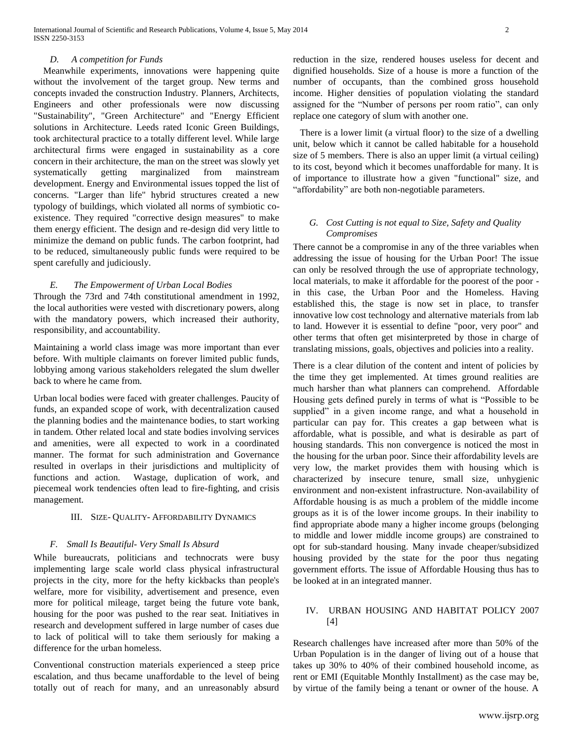### *D. A competition for Funds*

Meanwhile experiments, innovations were happening quite without the involvement of the target group. New terms and concepts invaded the construction Industry. Planners, Architects, Engineers and other professionals were now discussing "Sustainability", "Green Architecture" and "Energy Efficient solutions in Architecture. Leeds rated Iconic Green Buildings, took architectural practice to a totally different level. While large architectural firms were engaged in sustainability as a core concern in their architecture, the man on the street was slowly yet systematically getting marginalized from mainstream development. Energy and Environmental issues topped the list of concerns. "Larger than life" hybrid structures created a new typology of buildings, which violated all norms of symbiotic co-existence. They required "corrective design measures" to make them energy efficient. The design and re-design did very little to minimize the demand on public funds. The carbon footprint, had to be reduced, simultaneously public funds were required to be spent carefully and judiciously.

### *E. The Empowerment of Urban Local Bodies*

Through the 73rd and 74th constitutional amendment in 1992, the local authorities were vested with discretionary powers, along with the mandatory powers, which increased their authority, responsibility, and accountability.

Maintaining a world class image was more important than ever before. With multiple claimants on forever limited public funds, lobbying among various stakeholders relegated the slum dweller back to where he came from.

Urban local bodies were faced with greater challenges. Paucity of funds, an expanded scope of work, with decentralization caused the planning bodies and the maintenance bodies, to start working in tandem. Other related local and state bodies involving services and amenities, were all expected to work in a coordinated manner. The format for such administration and Governance resulted in overlaps in their jurisdictions and multiplicity of functions and action. Wastage, duplication of work, and piecemeal work tendencies often lead to fire-fighting, and crisis management.

## III. Size- Quality- Affordability Dynamics

### *F. Small Is Beautiful- Very Small Is Absurd*

While bureaucrats, politicians and technocrats were busy implementing large scale world class physical infrastructural projects in the city, more for the hefty kickbacks than people's welfare, more for visibility, advertisement and presence, even more for political mileage, target being the future vote bank, housing for the poor was pushed to the rear seat. Initiatives in research and development suffered in large number of cases due to lack of political will to take them seriously for making a difference for the urban homeless.

Conventional construction materials experienced a steep price escalation, and thus became unaffordable to the level of being totally out of reach for many, and an unreasonably absurd reduction in the size, rendered houses useless for decent and dignified households. Size of a house is more a function of the number of occupants, than the combined gross household income. Higher densities of population violating the standard assigned for the "Number of persons per room ratio", can only replace one category of slum with another one.

There is a lower limit (a virtual floor) to the size of a dwelling unit, below which it cannot be called habitable for a household size of 5 members. There is also an upper limit (a virtual ceiling) to its cost, beyond which it becomes unaffordable for many. It is of importance to illustrate how a given "functional" size, and "affordability" are both non-negotiable parameters.

### *G. Cost Cutting is not equal to Size, Safety and Quality Compromises*

There cannot be a compromise in any of the three variables when addressing the issue of housing for the Urban Poor! The issue can only be resolved through the use of appropriate technology, local materials, to make it affordable for the poorest of the poor - in this case, the Urban Poor and the Homeless. Having established this, the stage is now set in place, to transfer innovative low cost technology and alternative materials from lab to land. However it is essential to define "poor, very poor" and other terms that often get misinterpreted by those in charge of translating missions, goals, objectives and policies into a reality.

There is a clear dilution of the content and intent of policies by the time they get implemented. At times ground realities are much harsher than what planners can comprehend. Affordable Housing gets defined purely in terms of what is "Possible to be supplied" in a given income range, and what a household in particular can pay for. This creates a gap between what is affordable, what is possible, and what is desirable as part of housing standards. This non convergence is noticed the most in the housing for the urban poor. Since their affordability levels are very low, the market provides them with housing which is characterized by insecure tenure, small size, unhygienic environment and non-existent infrastructure. Non-availability of Affordable housing is as much a problem of the middle income groups as it is of the lower income groups. In their inability to find appropriate abode many a higher income groups (belonging to middle and lower middle income groups) are constrained to opt for sub-standard housing. Many invade cheaper/subsidized housing provided by the state for the poor thus negating government efforts. The issue of Affordable Housing thus has to be looked at in an integrated manner.

## IV. Urban Housing and Habitat Policy 2007 [4]

Research challenges have increased after more than 50% of the Urban Population is in the danger of living out of a house that takes up 30% to 40% of their combined household income, as rent or EMI (Equitable Monthly Installment) as the case may be, by virtue of the family being a tenant or owner of the house. A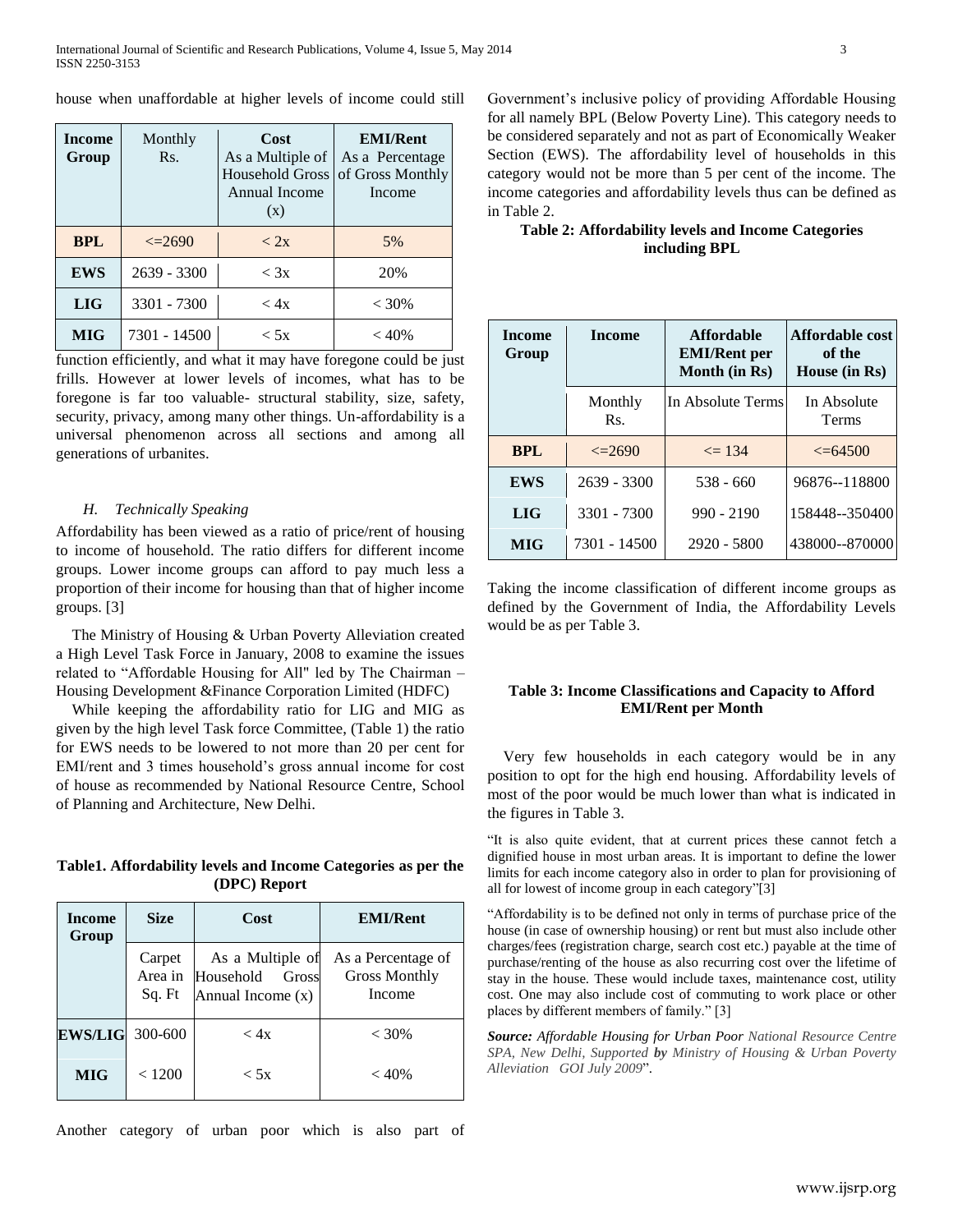house when unaffordable at higher levels of income could still

| Income Group | Monthly Rs. | Cost As a Multiple of Household Gross Annual Income (x) | EMI/Rent As a Percentage of Gross Monthly Income |
|---|---|---|---|
| **BPL** | <=2690 | < 2x | 5% |
| **EWS** | 2639 - 3300 | < 3x | 20% |
| **LIG** | 3301 - 7300 | < 4x | < 30% |
| **MIG** | 7301 - 14500 | < 5x | < 40% |

function efficiently, and what it may have foregone could be just frills. However at lower levels of incomes, what has to be foregone is far too valuable- structural stability, size, safety, security, privacy, among many other things. Un-affordability is a universal phenomenon across all sections and among all generations of urbanites.

### *H. Technically Speaking*

Affordability has been viewed as a ratio of price/rent of housing to income of household. The ratio differs for different income groups. Lower income groups can afford to pay much less a proportion of their income for housing than that of higher income groups. [3]

The Ministry of Housing & Urban Poverty Alleviation created a High Level Task Force in January, 2008 to examine the issues related to "Affordable Housing for All" led by The Chairman – Housing Development &Finance Corporation Limited (HDFC)

While keeping the affordability ratio for LIG and MIG as given by the high level Task force Committee, (Table 1) the ratio for EWS needs to be lowered to not more than 20 per cent for EMI/rent and 3 times household's gross annual income for cost of house as recommended by National Resource Centre, School of Planning and Architecture, New Delhi.

**Table1. Affordability levels and Income Categories as per the (DPC) Report**

| Income Group | Size | Cost | EMI/Rent |
|---|---|---|---|
| | Carpet Area in Sq. Ft | As a Multiple of Household Gross Annual Income (x) | As a Percentage of Gross Monthly Income |
| **EWS/LIG** | 300-600 | < 4x | < 30% |
| **MIG** | < 1200 | < 5x | < 40% |

Another category of urban poor which is also part of Government's inclusive policy of providing Affordable Housing for all namely BPL (Below Poverty Line). This category needs to be considered separately and not as part of Economically Weaker Section (EWS). The affordability level of households in this category would not be more than 5 per cent of the income. The income categories and affordability levels thus can be defined as in Table 2.

**Table 2: Affordability levels and Income Categories including BPL**

| Income Group | Income | Affordable EMI/Rent per Month (in Rs) | Affordable cost of the House (in Rs) |
|---|---|---|---|
| | Monthly Rs. | In Absolute Terms | In Absolute Terms |
| **BPL** | <=2690 | <= 134 | <=64500 |
| **EWS** | 2639 - 3300 | 538 - 660 | 96876--118800 |
| **LIG** | 3301 - 7300 | 990 - 2190 | 158448--350400 |
| **MIG** | 7301 - 14500 | 2920 - 5800 | 438000--870000 |

Taking the income classification of different income groups as defined by the Government of India, the Affordability Levels would be as per Table 3.

**Table 3: Income Classifications and Capacity to Afford EMI/Rent per Month**

Very few households in each category would be in any position to opt for the high end housing. Affordability levels of most of the poor would be much lower than what is indicated in the figures in Table 3.

"It is also quite evident, that at current prices these cannot fetch a dignified house in most urban areas. It is important to define the lower limits for each income category also in order to plan for provisioning of all for lowest of income group in each category"[3]

"Affordability is to be defined not only in terms of purchase price of the house (in case of ownership housing) or rent but must also include other charges/fees (registration charge, search cost etc.) payable at the time of purchase/renting of the house as also recurring cost over the lifetime of stay in the house. These would include taxes, maintenance cost, utility cost. One may also include cost of commuting to work place or other places by different members of family." [3]

***Source:*** *Affordable Housing for Urban Poor National Resource Centre SPA, New Delhi, Supported **by** Ministry of Housing & Urban Poverty Alleviation GOI July 2009*".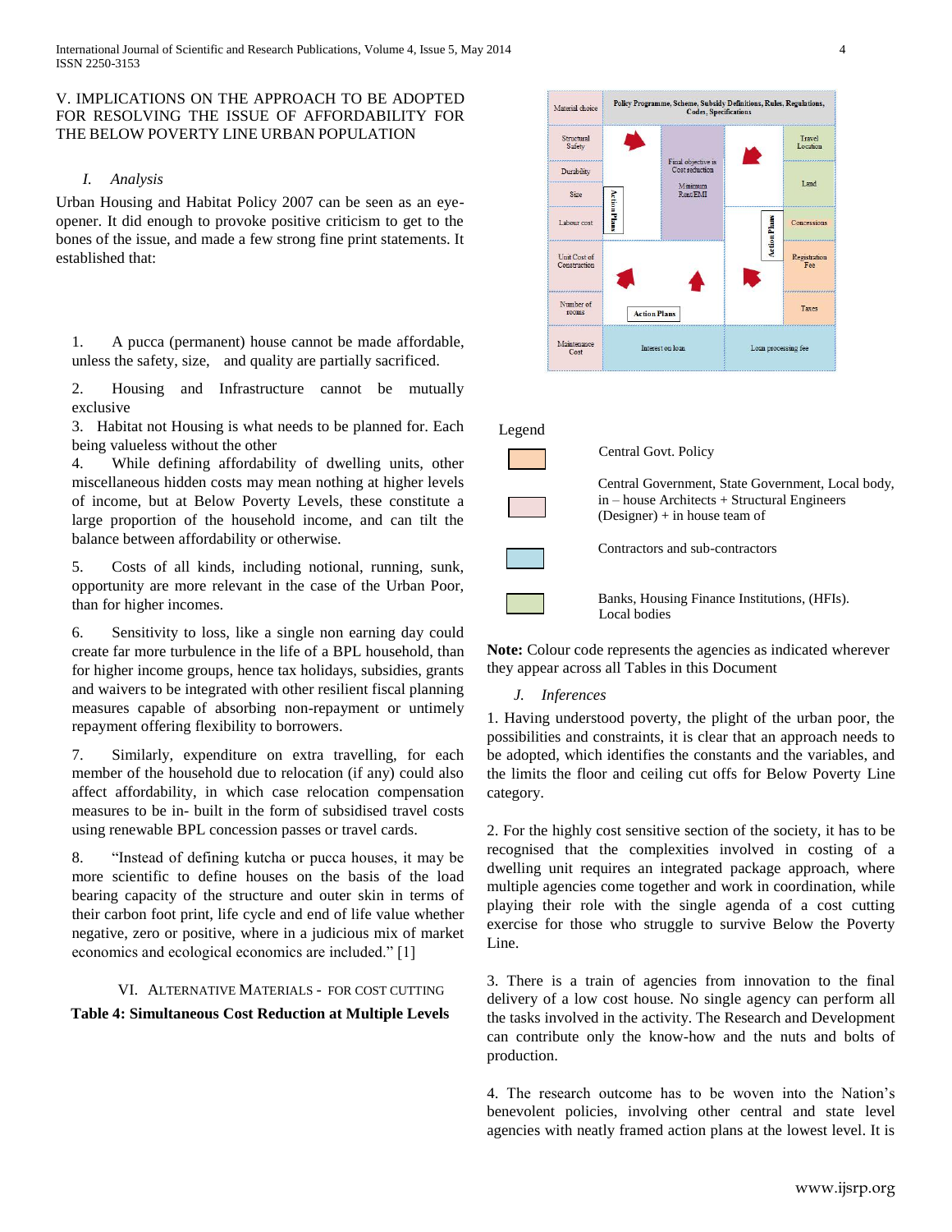## V. IMPLICATIONS ON THE APPROACH TO BE ADOPTED FOR RESOLVING THE ISSUE OF AFFORDABILITY FOR THE BELOW POVERTY LINE URBAN POPULATION

### *I. Analysis*

Urban Housing and Habitat Policy 2007 can be seen as an eye-opener. It did enough to provoke positive criticism to get to the bones of the issue, and made a few strong fine print statements. It established that:

1. A pucca (permanent) house cannot be made affordable, unless the safety, size, and quality are partially sacrificed.
2. Housing and Infrastructure cannot be mutually exclusive
3. Habitat not Housing is what needs to be planned for. Each being valueless without the other
4. While defining affordability of dwelling units, other miscellaneous hidden costs may mean nothing at higher levels of income, but at Below Poverty Levels, these constitute a large proportion of the household income, and can tilt the balance between affordability or otherwise.
5. Costs of all kinds, including notional, running, sunk, opportunity are more relevant in the case of the Urban Poor, than for higher incomes.
6. Sensitivity to loss, like a single non earning day could create far more turbulence in the life of a BPL household, than for higher income groups, hence tax holidays, subsidies, grants and waivers to be integrated with other resilient fiscal planning measures capable of absorbing non-repayment or untimely repayment offering flexibility to borrowers.
7. Similarly, expenditure on extra travelling, for each member of the household due to relocation (if any) could also affect affordability, in which case relocation compensation measures to be in- built in the form of subsidised travel costs using renewable BPL concession passes or travel cards.
8. "Instead of defining kutcha or pucca houses, it may be more scientific to define houses on the basis of the load bearing capacity of the structure and outer skin in terms of their carbon foot print, life cycle and end of life value whether negative, zero or positive, where in a judicious mix of market economics and ecological economics are included." [1]

## VI. ALTERNATIVE MATERIALS - FOR COST CUTTING

**Table 4: Simultaneous Cost Reduction at Multiple Levels**

| Material choice | Policy Programme, Scheme, Subsidy Definitions, Rules, Regulations, Codes, Specifications | | | |
|---|---|---|---|---|
| Structural Safety | Action Plans | Final objective is Cost reduction | | Travel Location |
| Durability | | | | Land |
| Size | | Minimum Rent/EMI | | |
| Labour cost | | | Action Plans | Concessions |
| Unit Cost of Construction | | | | Registration Fee |
| Number of rooms | Action Plans | | | Taxes |
| Maintenance Cost | Interest on loan | | Loan processing fee | |

Legend

- Central Govt. Policy
- Central Government, State Government, Local body, in – house Architects + Structural Engineers (Designer) + in house team of
- Contractors and sub-contractors
- Banks, Housing Finance Institutions, (HFIs). Local bodies

**Note:** Colour code represents the agencies as indicated wherever they appear across all Tables in this Document

### *J. Inferences*

1. Having understood poverty, the plight of the urban poor, the possibilities and constraints, it is clear that an approach needs to be adopted, which identifies the constants and the variables, and the limits the floor and ceiling cut offs for Below Poverty Line category.

2. For the highly cost sensitive section of the society, it has to be recognised that the complexities involved in costing of a dwelling unit requires an integrated package approach, where multiple agencies come together and work in coordination, while playing their role with the single agenda of a cost cutting exercise for those who struggle to survive Below the Poverty Line.

3. There is a train of agencies from innovation to the final delivery of a low cost house. No single agency can perform all the tasks involved in the activity. The Research and Development can contribute only the know-how and the nuts and bolts of production.

4. The research outcome has to be woven into the Nation's benevolent policies, involving other central and state level agencies with neatly framed action plans at the lowest level. It is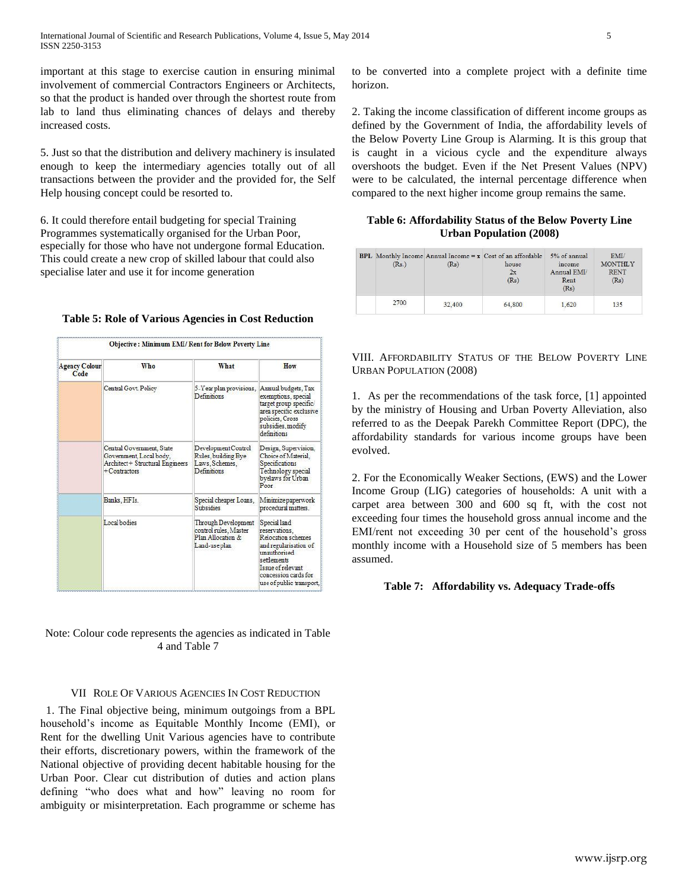important at this stage to exercise caution in ensuring minimal involvement of commercial Contractors Engineers or Architects, so that the product is handed over through the shortest route from lab to land thus eliminating chances of delays and thereby increased costs.

5. Just so that the distribution and delivery machinery is insulated enough to keep the intermediary agencies totally out of all transactions between the provider and the provided for, the Self Help housing concept could be resorted to.

6. It could therefore entail budgeting for special Training Programmes systematically organised for the Urban Poor, especially for those who have not undergone formal Education. This could create a new crop of skilled labour that could also specialise later and use it for income generation

**Table 5: Role of Various Agencies in Cost Reduction**

| Objective : Minimum EMI/ Rent for Below Poverty Line | | | |
|---|---|---|---|
| Agency Colour Code | Who | What | How |
| | Central Govt. Policy | 5-Year plan provisions, Definitions | Annual budgets, Tax exemptions, special target group specific/ area specific exclusive policies, Cross subsidies, modify definitions |
| | Central Government, State Government, Local body, Architect + Structural Engineers + Contractors | Development Control Rules, building Bye Laws, Schemes, Definitions | Design, Supervision, Choice of Material, Specifications Technology special byelaws for Urban Poor |
| | Banks, HFIs. | Special cheaper Loans, Subsidies | Minimize paperwork procedural matters. |
| | Local bodies | Through Development control rules, Master Plan Allocation & Land-use plan | Special land reservations, Relocation schemes and regularisation of unauthorised settlements Issue of relevant concession cards for use of public transport, |

Note: Colour code represents the agencies as indicated in Table 4 and Table 7

## VII ROLE OF VARIOUS AGENCIES IN COST REDUCTION

1. The Final objective being, minimum outgoings from a BPL household's income as Equitable Monthly Income (EMI), or Rent for the dwelling Unit Various agencies have to contribute their efforts, discretionary powers, within the framework of the National objective of providing decent habitable housing for the Urban Poor. Clear cut distribution of duties and action plans defining "who does what and how" leaving no room for ambiguity or misinterpretation. Each programme or scheme has to be converted into a complete project with a definite time horizon.

2. Taking the income classification of different income groups as defined by the Government of India, the affordability levels of the Below Poverty Line Group is Alarming. It is this group that is caught in a vicious cycle and the expenditure always overshoots the budget. Even if the Net Present Values (NPV) were to be calculated, the internal percentage difference when compared to the next higher income group remains the same.

**Table 6: Affordability Status of the Below Poverty Line Urban Population (2008)**

| BPL | Monthly Income (Rs.) | Annual Income = x (Rs) | Cost of an affordable house 2x (Rs) | 5% of annual income Annual EMI/ Rent (Rs) | EMI/ MONTHLY RENT (Rs) |
|---|---|---|---|---|---|
| | 2700 | 32,400 | 64,800 | 1,620 | 135 |

## VIII. AFFORDABILITY STATUS OF THE BELOW POVERTY LINE URBAN POPULATION (2008)

1. As per the recommendations of the task force, [1] appointed by the ministry of Housing and Urban Poverty Alleviation, also referred to as the Deepak Parekh Committee Report (DPC), the affordability standards for various income groups have been evolved.

2. For the Economically Weaker Sections, (EWS) and the Lower Income Group (LIG) categories of households: A unit with a carpet area between 300 and 600 sq ft, with the cost not exceeding four times the household gross annual income and the EMI/rent not exceeding 30 per cent of the household's gross monthly income with a Household size of 5 members has been assumed.

**Table 7: Affordability vs. Adequacy Trade-offs**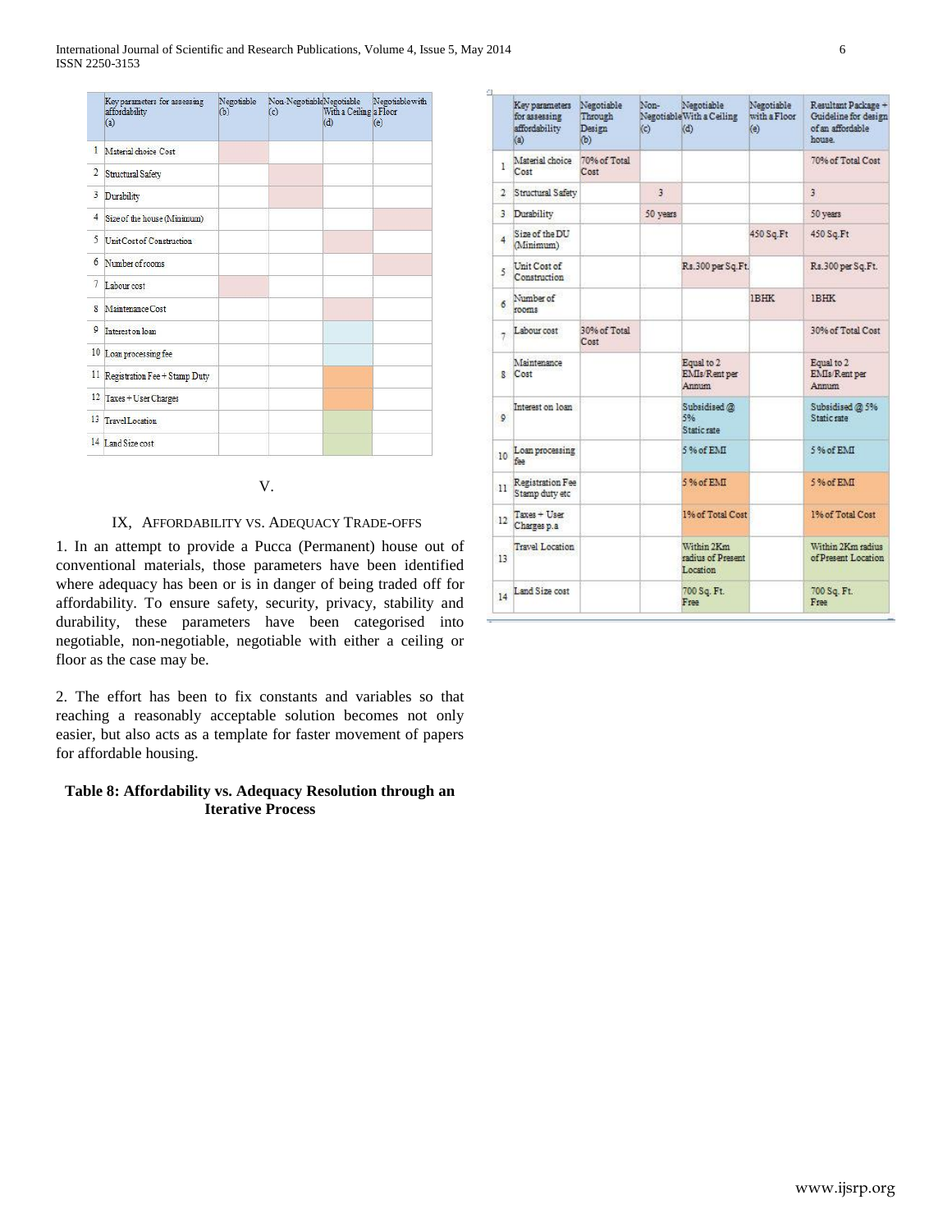| | Key parameters for assessing affordability (a) | Negotiable (b) | Non-Negotiable (c) | Negotiable With a Ceiling (d) | Negotiable with a Floor (e) |
|---|---|---|---|---|---|
| 1 | Material choice Cost | | | | |
| 2 | Structural Safety | | | | |
| 3 | Durability | | | | |
| 4 | Size of the house (Minimum) | | | | |
| 5 | Unit Cost of Construction | | | | |
| 6 | Number of rooms | | | | |
| 7 | Labour cost | | | | |
| 8 | Maintenance Cost | | | | |
| 9 | Interest on loan | | | | |
| 10 | Loan processing fee | | | | |
| 11 | Registration Fee + Stamp Duty | | | | |
| 12 | Taxes + User Charges | | | | |
| 13 | Travel Location | | | | |
| 14 | Land Size cost | | | | |

V.

## IX, Affordability vs. Adequacy Trade-offs

1. In an attempt to provide a Pucca (Permanent) house out of conventional materials, those parameters have been identified where adequacy has been or is in danger of being traded off for affordability. To ensure safety, security, privacy, stability and durability, these parameters have been categorised into negotiable, non-negotiable, negotiable with either a ceiling or floor as the case may be.

2. The effort has been to fix constants and variables so that reaching a reasonably acceptable solution becomes not only easier, but also acts as a template for faster movement of papers for affordable housing.

**Table 8: Affordability vs. Adequacy Resolution through an Iterative Process**

| | Key parameters for assessing affordability (a) | Negotiable Through Design (b) | Non-Negotiable (c) | Negotiable With a Ceiling (d) | Negotiable with a Floor (e) | Resultant Package + Guideline for design of an affordable house. |
|---|---|---|---|---|---|---|
| 1 | Material choice Cost | 70% of Total Cost | | | | 70% of Total Cost |
| 2 | Structural Safety | | 3 | | | 3 |
| 3 | Durability | | 50 years | | | 50 years |
| 4 | Size of the DU (Minimum) | | | | 450 Sq.Ft | 450 Sq.Ft |
| 5 | Unit Cost of Construction | | | Rs.300 per Sq.Ft. | | Rs.300 per Sq.Ft. |
| 6 | Number of rooms | | | | 1BHK | 1BHK |
| 7 | Labour cost | 30% of Total Cost | | | | 30% of Total Cost |
| 8 | Maintenance Cost | | | Equal to 2 EMIs/Rent per Annum | | Equal to 2 EMIs/Rent per Annum |
| 9 | Interest on loan | | | Subsidised @ 5% Static rate | | Subsidised @ 5% Static rate |
| 10 | Loan processing fee | | | 5 % of EMI | | 5 % of EMI |
| 11 | Registration Fee Stamp duty etc | | | 5 % of EMI | | 5 % of EMI |
| 12 | Taxes + User Charges p.a | | | 1% of Total Cost | | 1% of Total Cost |
| 13 | Travel Location | | | Within 2Km radius of Present Location | | Within 2Km radius of Present Location |
| 14 | Land Size cost | | | 700 Sq. Ft. Free | | 700 Sq. Ft. Free |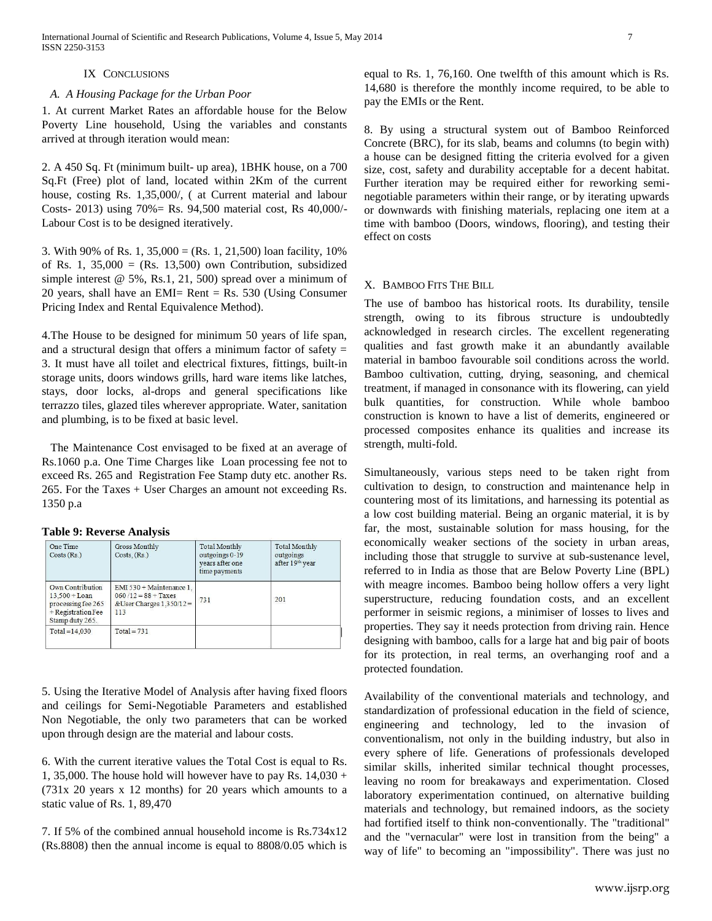## IX CONCLUSIONS

### *A. A Housing Package for the Urban Poor*

1. At current Market Rates an affordable house for the Below Poverty Line household, Using the variables and constants arrived at through iteration would mean:

2. A 450 Sq. Ft (minimum built- up area), 1BHK house, on a 700 Sq.Ft (Free) plot of land, located within 2Km of the current house, costing Rs. 1,35,000/, ( at Current material and labour Costs- 2013) using 70%= Rs. 94,500 material cost, Rs 40,000/- Labour Cost is to be designed iteratively.

3. With 90% of Rs. 1, 35,000 = (Rs. 1, 21,500) loan facility, 10% of Rs. 1, 35,000 = (Rs. 13,500) own Contribution, subsidized simple interest @ 5%, Rs.1, 21, 500) spread over a minimum of 20 years, shall have an EMI= Rent = Rs. 530 (Using Consumer Pricing Index and Rental Equivalence Method).

4.The House to be designed for minimum 50 years of life span, and a structural design that offers a minimum factor of safety = 3. It must have all toilet and electrical fixtures, fittings, built-in storage units, doors windows grills, hard ware items like latches, stays, door locks, al-drops and general specifications like terrazzo tiles, glazed tiles wherever appropriate. Water, sanitation and plumbing, is to be fixed at basic level.

The Maintenance Cost envisaged to be fixed at an average of Rs.1060 p.a. One Time Charges like Loan processing fee not to exceed Rs. 265 and Registration Fee Stamp duty etc. another Rs. 265. For the Taxes + User Charges an amount not exceeding Rs. 1350 p.a

**Table 9: Reverse Analysis**

| One Time Costs (Rs.) | Gross Monthly Costs, (Rs.) | Total Monthly outgoings 0-19 years after one time payments | Total Monthly outgoings after 19th year |
|---|---|---|---|
| Own Contribution 13,500 + Loan processing fee 265 + Registration Fee Stamp duty 265. | EMI 530 + Maintenance 1, 060 /12 = 88 + Taxes &User Charges 1,350/12 = 113 | 731 | 201 |
| Total =14,030 | Total = 731 | | |

5. Using the Iterative Model of Analysis after having fixed floors and ceilings for Semi-Negotiable Parameters and established Non Negotiable, the only two parameters that can be worked upon through design are the material and labour costs.

6. With the current iterative values the Total Cost is equal to Rs. 1, 35,000. The house hold will however have to pay Rs. 14,030 + (731x 20 years x 12 months) for 20 years which amounts to a static value of Rs. 1, 89,470

7. If 5% of the combined annual household income is Rs.734x12 (Rs.8808) then the annual income is equal to 8808/0.05 which is equal to Rs. 1, 76,160. One twelfth of this amount which is Rs. 14,680 is therefore the monthly income required, to be able to pay the EMIs or the Rent.

8. By using a structural system out of Bamboo Reinforced Concrete (BRC), for its slab, beams and columns (to begin with) a house can be designed fitting the criteria evolved for a given size, cost, safety and durability acceptable for a decent habitat. Further iteration may be required either for reworking semi-negotiable parameters within their range, or by iterating upwards or downwards with finishing materials, replacing one item at a time with bamboo (Doors, windows, flooring), and testing their effect on costs

## X. BAMBOO FITS THE BILL

The use of bamboo has historical roots. Its durability, tensile strength, owing to its fibrous structure is undoubtedly acknowledged in research circles. The excellent regenerating qualities and fast growth make it an abundantly available material in bamboo favourable soil conditions across the world. Bamboo cultivation, cutting, drying, seasoning, and chemical treatment, if managed in consonance with its flowering, can yield bulk quantities, for construction. While whole bamboo construction is known to have a list of demerits, engineered or processed composites enhance its qualities and increase its strength, multi-fold.

Simultaneously, various steps need to be taken right from cultivation to design, to construction and maintenance help in countering most of its limitations, and harnessing its potential as a low cost building material. Being an organic material, it is by far, the most, sustainable solution for mass housing, for the economically weaker sections of the society in urban areas, including those that struggle to survive at sub-sustenance level, referred to in India as those that are Below Poverty Line (BPL) with meagre incomes. Bamboo being hollow offers a very light superstructure, reducing foundation costs, and an excellent performer in seismic regions, a minimiser of losses to lives and properties. They say it needs protection from driving rain. Hence designing with bamboo, calls for a large hat and big pair of boots for its protection, in real terms, an overhanging roof and a protected foundation.

Availability of the conventional materials and technology, and standardization of professional education in the field of science, engineering and technology, led to the invasion of conventionalism, not only in the building industry, but also in every sphere of life. Generations of professionals developed similar skills, inherited similar technical thought processes, leaving no room for breakaways and experimentation. Closed laboratory experimentation continued, on alternative building materials and technology, but remained indoors, as the society had fortified itself to think non-conventionally. The "traditional" and the "vernacular" were lost in transition from the being" a way of life" to becoming an "impossibility". There was just no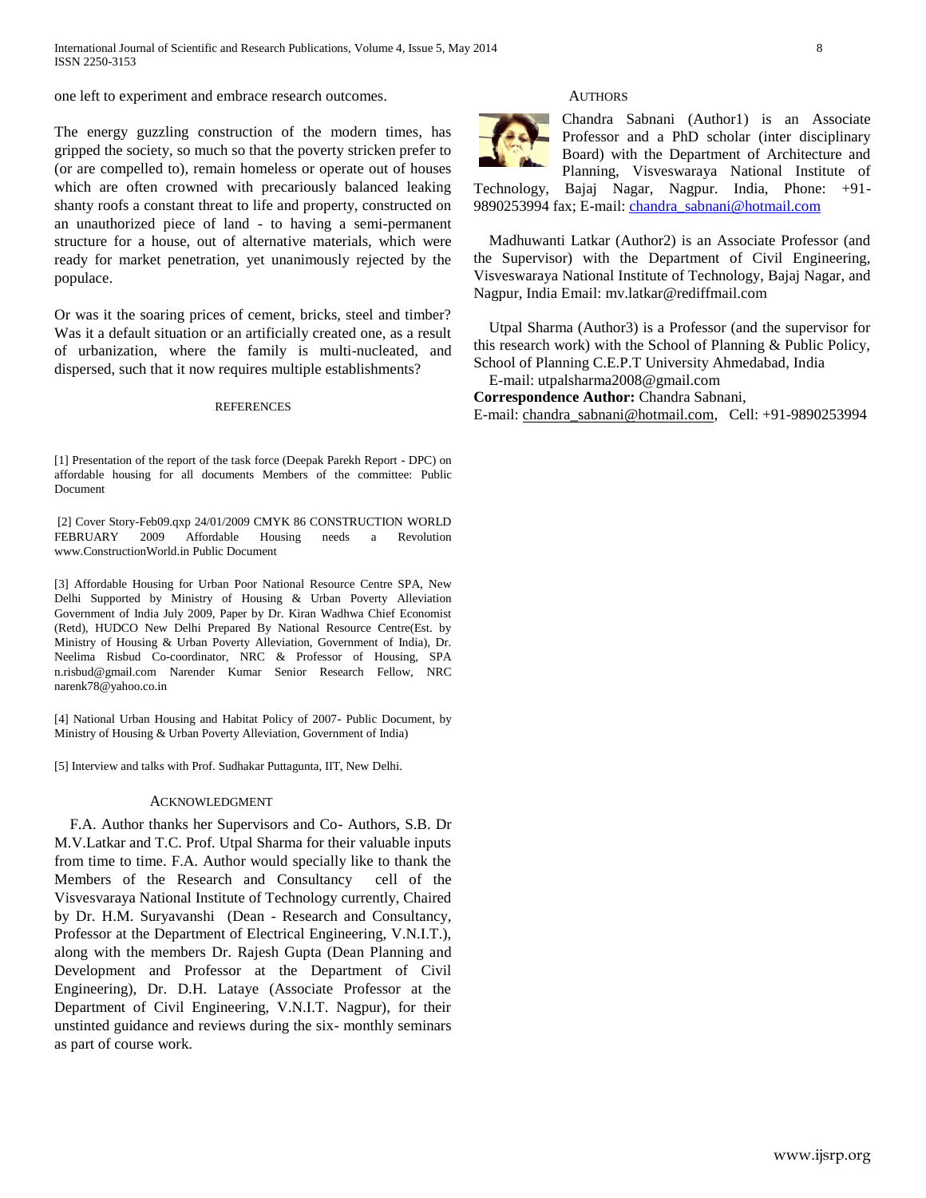one left to experiment and embrace research outcomes.

The energy guzzling construction of the modern times, has gripped the society, so much so that the poverty stricken prefer to (or are compelled to), remain homeless or operate out of houses which are often crowned with precariously balanced leaking shanty roofs a constant threat to life and property, constructed on an unauthorized piece of land - to having a semi-permanent structure for a house, out of alternative materials, which were ready for market penetration, yet unanimously rejected by the populace.

Or was it the soaring prices of cement, bricks, steel and timber? Was it a default situation or an artificially created one, as a result of urbanization, where the family is multi-nucleated, and dispersed, such that it now requires multiple establishments?

## REFERENCES

[1] Presentation of the report of the task force (Deepak Parekh Report - DPC) on affordable housing for all documents Members of the committee: Public Document

[2] Cover Story-Feb09.qxp 24/01/2009 CMYK 86 CONSTRUCTION WORLD FEBRUARY 2009 Affordable Housing needs a Revolution www.ConstructionWorld.in Public Document

[3] Affordable Housing for Urban Poor National Resource Centre SPA, New Delhi Supported by Ministry of Housing & Urban Poverty Alleviation Government of India July 2009, Paper by Dr. Kiran Wadhwa Chief Economist (Retd), HUDCO New Delhi Prepared By National Resource Centre(Est. by Ministry of Housing & Urban Poverty Alleviation, Government of India), Dr. Neelima Risbud Co-coordinator, NRC & Professor of Housing, SPA n.risbud@gmail.com Narender Kumar Senior Research Fellow, NRC narenk78@yahoo.co.in

[4] National Urban Housing and Habitat Policy of 2007- Public Document, by Ministry of Housing & Urban Poverty Alleviation, Government of India)

[5] Interview and talks with Prof. Sudhakar Puttagunta, IIT, New Delhi.

## ACKNOWLEDGMENT

F.A. Author thanks her Supervisors and Co- Authors, S.B. Dr M.V.Latkar and T.C. Prof. Utpal Sharma for their valuable inputs from time to time. F.A. Author would specially like to thank the Members of the Research and Consultancy cell of the Visvesvaraya National Institute of Technology currently, Chaired by Dr. H.M. Suryavanshi (Dean - Research and Consultancy, Professor at the Department of Electrical Engineering, V.N.I.T.), along with the members Dr. Rajesh Gupta (Dean Planning and Development and Professor at the Department of Civil Engineering), Dr. D.H. Lataye (Associate Professor at the Department of Civil Engineering, V.N.I.T. Nagpur), for their unstinted guidance and reviews during the six- monthly seminars as part of course work.

## AUTHORS

Chandra Sabnani (Author1) is an Associate Professor and a PhD scholar (inter disciplinary Board) with the Department of Architecture and Planning, Visveswaraya National Institute of Technology, Bajaj Nagar, Nagpur. India, Phone: +91-9890253994 fax; E-mail: chandra_sabnani@hotmail.com

Madhuwanti Latkar (Author2) is an Associate Professor (and the Supervisor) with the Department of Civil Engineering, Visveswaraya National Institute of Technology, Bajaj Nagar, and Nagpur, India Email: mv.latkar@rediffmail.com

Utpal Sharma (Author3) is a Professor (and the supervisor for this research work) with the School of Planning & Public Policy, School of Planning C.E.P.T University Ahmedabad, India
E-mail: utpalsharma2008@gmail.com

**Correspondence Author:** Chandra Sabnani,
E-mail: chandra_sabnani@hotmail.com, Cell: +91-9890253994